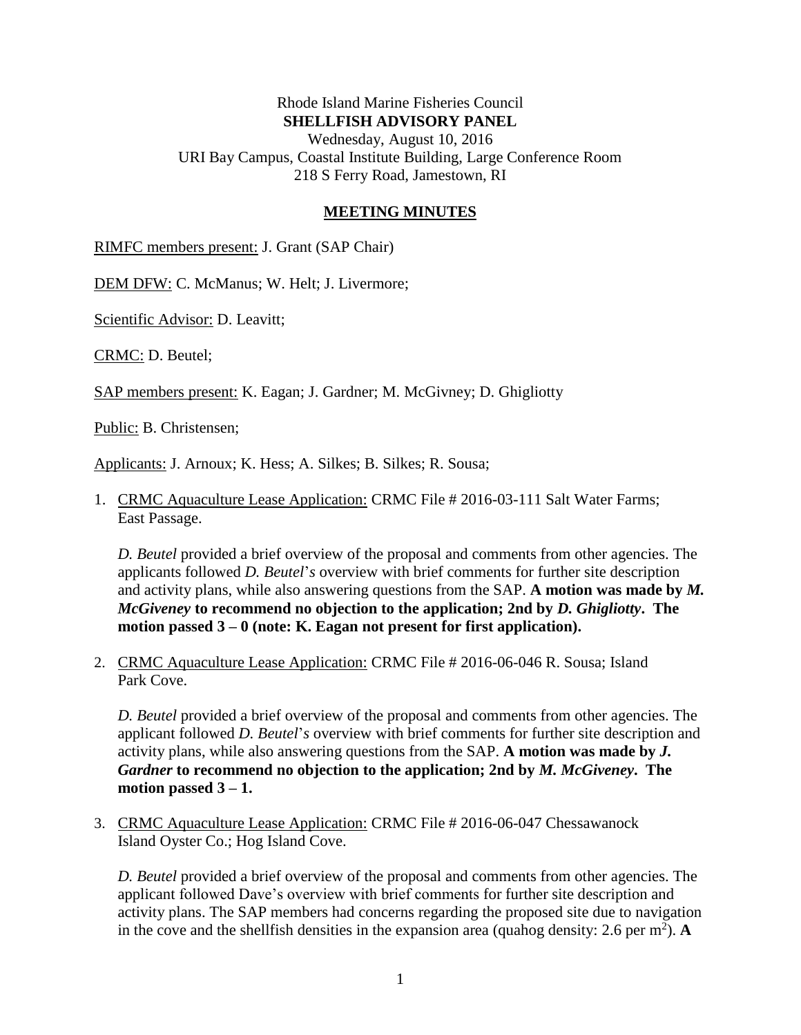Rhode Island Marine Fisheries Council
**SHELLFISH ADVISORY PANEL**
Wednesday, August 10, 2016
URI Bay Campus, Coastal Institute Building, Large Conference Room
218 S Ferry Road, Jamestown, RI

**MEETING MINUTES**

RIMFC members present: J. Grant (SAP Chair)

DEM DFW: C. McManus; W. Helt; J. Livermore;

Scientific Advisor: D. Leavitt;

CRMC: D. Beutel;

SAP members present: K. Eagan; J. Gardner; M. McGivney; D. Ghigliotty

Public: B. Christensen;

Applicants: J. Arnoux; K. Hess; A. Silkes; B. Silkes; R. Sousa;

1. CRMC Aquaculture Lease Application: CRMC File # 2016-03-111 Salt Water Farms; East Passage.

   *D. Beutel* provided a brief overview of the proposal and comments from other agencies. The applicants followed *D. Beutel*'*s* overview with brief comments for further site description and activity plans, while also answering questions from the SAP. **A motion was made by *M. McGiveney* to recommend no objection to the application; 2nd by *D. Ghigliotty*. The motion passed 3 – 0 (note: K. Eagan not present for first application).**

2. CRMC Aquaculture Lease Application: CRMC File # 2016-06-046 R. Sousa; Island Park Cove.

   *D. Beutel* provided a brief overview of the proposal and comments from other agencies. The applicant followed *D. Beutel*'*s* overview with brief comments for further site description and activity plans, while also answering questions from the SAP. **A motion was made by *J. Gardner* to recommend no objection to the application; 2nd by *M. McGiveney*. The motion passed 3 – 1.**

3. CRMC Aquaculture Lease Application: CRMC File # 2016-06-047 Chessawanock Island Oyster Co.; Hog Island Cove.

   *D. Beutel* provided a brief overview of the proposal and comments from other agencies. The applicant followed Dave's overview with brief comments for further site description and activity plans. The SAP members had concerns regarding the proposed site due to navigation in the cove and the shellfish densities in the expansion area (quahog density: 2.6 per $m^2$). **A**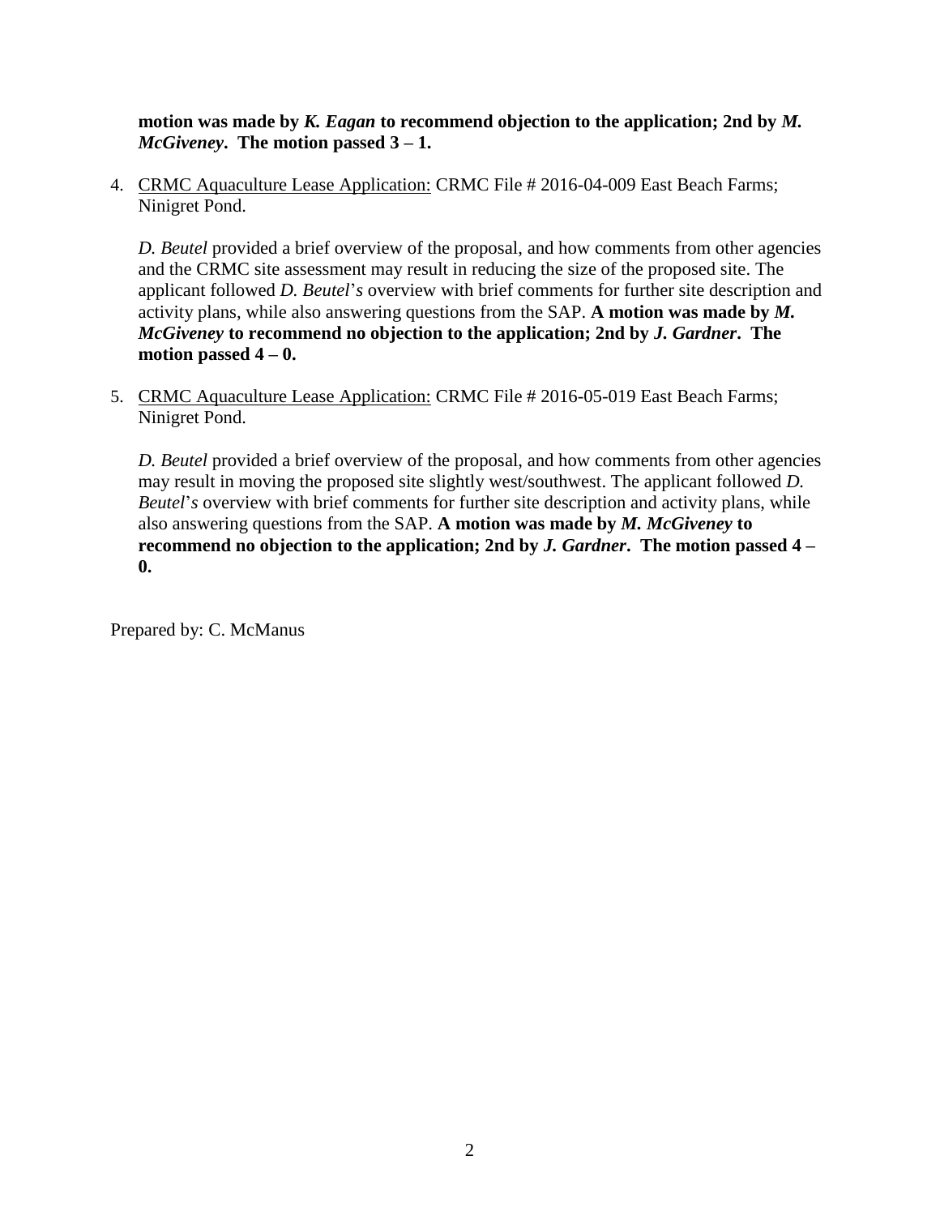**motion was made by *K. Eagan* to recommend objection to the application; 2nd by *M. McGiveney*. The motion passed 3 – 1.**

4. <u>CRMC Aquaculture Lease Application:</u> CRMC File # 2016-04-009 East Beach Farms; Ninigret Pond.

   *D. Beutel* provided a brief overview of the proposal, and how comments from other agencies and the CRMC site assessment may result in reducing the size of the proposed site. The applicant followed *D. Beutel*'*s* overview with brief comments for further site description and activity plans, while also answering questions from the SAP. **A motion was made by *M. McGiveney* to recommend no objection to the application; 2nd by *J. Gardner*. The motion passed 4 – 0.**

5. <u>CRMC Aquaculture Lease Application:</u> CRMC File # 2016-05-019 East Beach Farms; Ninigret Pond.

   *D. Beutel* provided a brief overview of the proposal, and how comments from other agencies may result in moving the proposed site slightly west/southwest. The applicant followed *D. Beutel*'*s* overview with brief comments for further site description and activity plans, while also answering questions from the SAP. **A motion was made by *M. McGiveney* to recommend no objection to the application; 2nd by *J. Gardner*. The motion passed 4 – 0.**

Prepared by: C. McManus